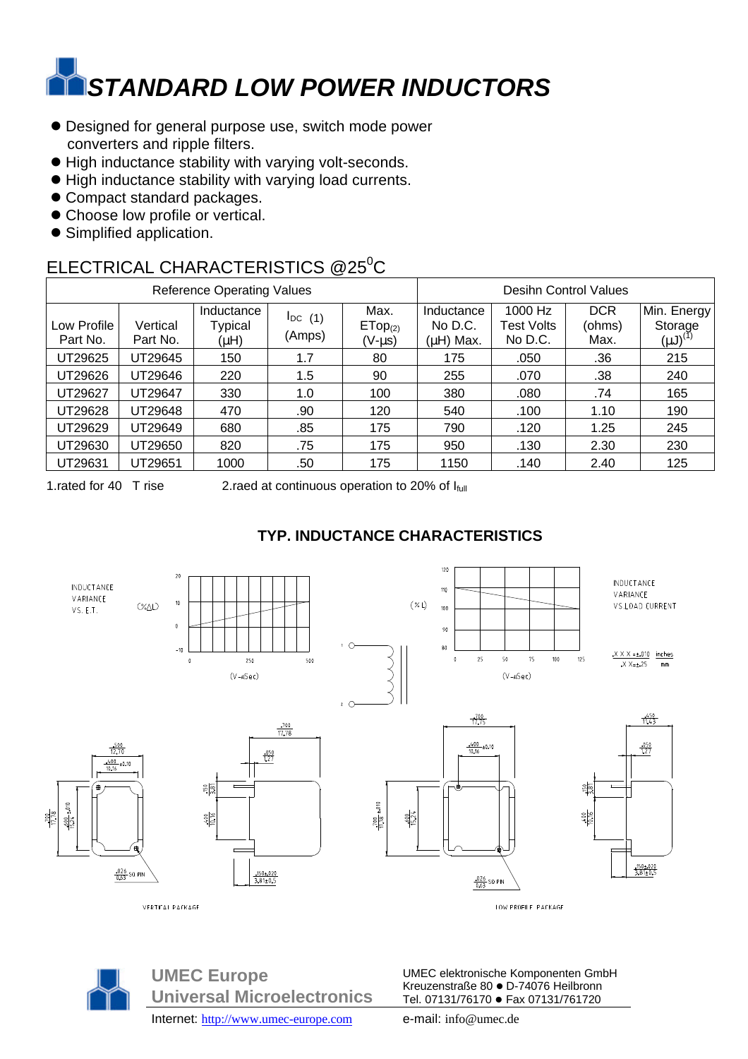# *STANDARD LOW POWER INDUCTORS*

- Designed for general purpose use, switch mode power converters and ripple filters.
- High inductance stability with varying volt-seconds.
- High inductance stability with varying load currents.
- Compact standard packages.
- Choose low profile or vertical.
- Simplified application.

## ELECTRICAL CHARACTERISTICS @25$^0$C

| Reference Operating Values | | | | | Desihn Control Values | | | |
|---|---|---|---|---|---|---|---|---|
| Low Profile Part No. | Vertical Part No. | Inductance Typical (µH) | $I_{DC}$ (1) (Amps) | Max. $ETop_{(2)}$ (V-µs) | Inductance No D.C. (µH) Max. | 1000 Hz Test Volts No D.C. | DCR (ohms) Max. | Min. Energy Storage (µJ)$^{(1)}$ |
| UT29625 | UT29645 | 150 | 1.7 | 80 | 175 | .050 | .36 | 215 |
| UT29626 | UT29646 | 220 | 1.5 | 90 | 255 | .070 | .38 | 240 |
| UT29627 | UT29647 | 330 | 1.0 | 100 | 380 | .080 | .74 | 165 |
| UT29628 | UT29648 | 470 | .90 | 120 | 540 | .100 | 1.10 | 190 |
| UT29629 | UT29649 | 680 | .85 | 175 | 790 | .120 | 1.25 | 245 |
| UT29630 | UT29650 | 820 | .75 | 175 | 950 | .130 | 2.30 | 230 |
| UT29631 | UT29651 | 1000 | .50 | 175 | 1150 | .140 | 2.40 | 125 |

1.rated for 40 T rise    2.raed at continuous operation to 20% of $I_{full}$

### TYP. INDUCTANCE CHARACTERISTICS

INDUCTANCE VARIANCE VS. E.T.

(%ΔL)

20
10
0
-10
0
250
500
(V-µSec)

1
2

120
110
100
90
80
(%L)
0
25
50
75
100
125
(V-µSec)

INDUCTANCE VARIANCE VS.LOAD CURRENT

.X X X =±.010 inches
.X X=±.25 mm

.500
12.70
.400
10.16 ±0.10
.700
17.78
.600 ±.010
15.24
.026
0.63 SQ PIN
.700
17.78
.050
1.27
.150
3.81
.400
10.16
.150±.020
3.81±0.5

VERTICAL PACKAGE

.700
17.75
.400
10.16 ±0.10
.700
17.78 ±.010
.600
15.24
.026
0.63 SQ PIN
.450
11.43
.050
1.27
.150
3.81
.400
10.16
.150±.020
3.81±0.5

LOW PROFILE PACKAGE

**UMEC Europe**
**Universal Microelectronics**

Internet: http://www.umec-europe.com

UMEC elektronische Komponenten GmbH
Kreuzenstraße 80 ● D-74076 Heilbronn
Tel. 07131/76170 ● Fax 07131/761720

e-mail: info@umec.de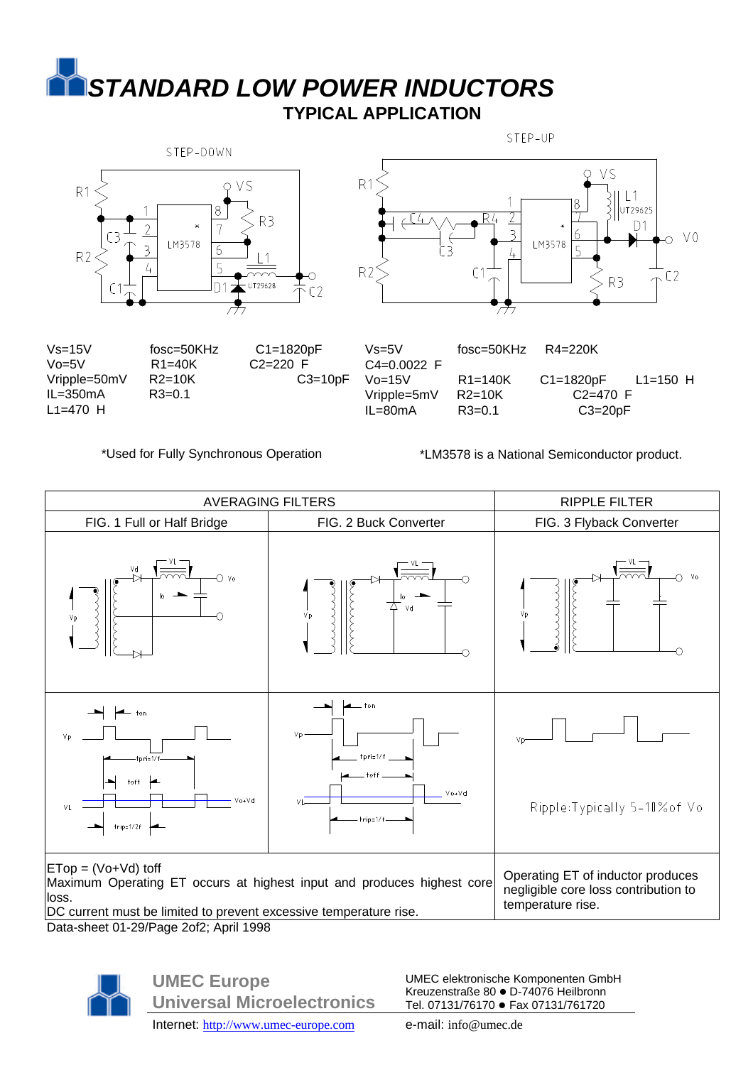# STANDARD LOW POWER INDUCTORS

## TYPICAL APPLICATION

STEP-DOWN

R1, R2, R3, C1, C2, C3, VS, LM3578, L1, UT29628, D1, 1, 2, 3, 4, 5, 6, 7, 8

STEP-UP

R1, R2, R3, R4, C1, C2, C3, C4, VS, LM3578, L1, UT29625, D1, V0, 1, 2, 3, 4, 5, 6, 7, 8

| | | | | | |
|---|---|---|---|---|---|
| Vs=15V | fosc=50KHz | C1=1820pF | Vs=5V | fosc=50KHz | R4=220K |
| Vo=5V | R1=40K | C2=220 F | C4=0.0022 F | | |
| Vripple=50mV | R2=10K | C3=10pF | Vo=15V | R1=140K | C1=1820pF L1=150 H |
| IL=350mA | R3=0.1 | | Vripple=5mV | R2=10K | C2=470 F |
| L1=470 H | | | IL=80mA | R3=0.1 | C3=20pF |

*Used for Fully Synchronous Operation

*LM3578 is a National Semiconductor product.

| AVERAGING FILTERS | | RIPPLE FILTER |
|---|---|---|
| FIG. 1 Full or Half Bridge | FIG. 2 Buck Converter | FIG. 3 Flyback Converter |
| VL, Vd, Vo, Io, Vp | VL, Vp, Io, Vd | VL, Vo, Vp |
| ton, Vp, tpri=1/f, toff, VL, Vo+Vd, trip=1/2f | ton, Vp, tpri=1/f, toff, VL, Vo+Vd, trip=1/f | Vp, Ripple:Typically 5-10%of Vo |
| ETop = (Vo+Vd) toff<br>Maximum Operating ET occurs at highest input and produces highest core loss.<br>DC current must be limited to prevent excessive temperature rise. | | Operating ET of inductor produces negligible core loss contribution to temperature rise. |

Data-sheet 01-29/Page 2of2; April 1998

**UMEC Europe**
**Universal Microelectronics**

Internet: http://www.umec-europe.com

UMEC elektronische Komponenten GmbH
Kreuzenstraße 80 ● D-74076 Heilbronn
Tel. 07131/76170 ● Fax 07131/761720

e-mail: info@umec.de